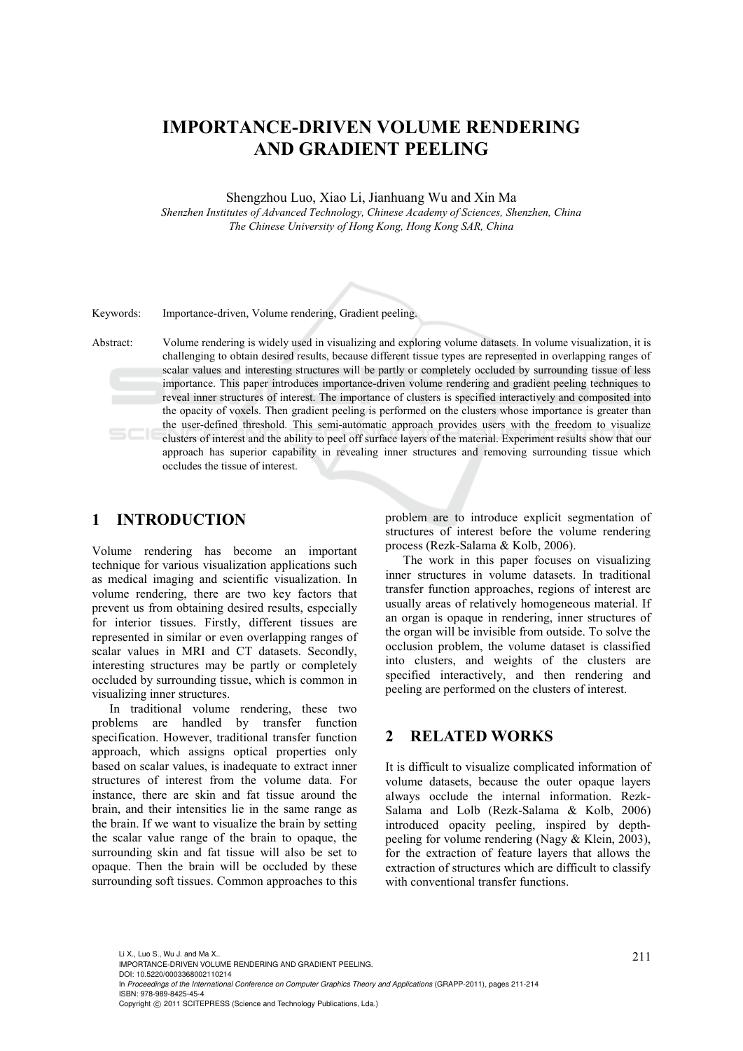# IMPORTANCE-DRIVEN VOLUME RENDERING AND GRADIENT PEELING

Shengzhou Luo, Xiao Li, Jianhuang Wu and Xin Ma

*Shenzhen Institutes of Advanced Technology, Chinese Academy of Sciences, Shenzhen, China*
*The Chinese University of Hong Kong, Hong Kong SAR, China*

Keywords: Importance-driven, Volume rendering, Gradient peeling.

Abstract: Volume rendering is widely used in visualizing and exploring volume datasets. In volume visualization, it is challenging to obtain desired results, because different tissue types are represented in overlapping ranges of scalar values and interesting structures will be partly or completely occluded by surrounding tissue of less importance. This paper introduces importance-driven volume rendering and gradient peeling techniques to reveal inner structures of interest. The importance of clusters is specified interactively and composited into the opacity of voxels. Then gradient peeling is performed on the clusters whose importance is greater than the user-defined threshold. This semi-automatic approach provides users with the freedom to visualize clusters of interest and the ability to peel off surface layers of the material. Experiment results show that our approach has superior capability in revealing inner structures and removing surrounding tissue which occludes the tissue of interest.

## 1 INTRODUCTION

Volume rendering has become an important technique for various visualization applications such as medical imaging and scientific visualization. In volume rendering, there are two key factors that prevent us from obtaining desired results, especially for interior tissues. Firstly, different tissues are represented in similar or even overlapping ranges of scalar values in MRI and CT datasets. Secondly, interesting structures may be partly or completely occluded by surrounding tissue, which is common in visualizing inner structures.

In traditional volume rendering, these two problems are handled by transfer function specification. However, traditional transfer function approach, which assigns optical properties only based on scalar values, is inadequate to extract inner structures of interest from the volume data. For instance, there are skin and fat tissue around the brain, and their intensities lie in the same range as the brain. If we want to visualize the brain by setting the scalar value range of the brain to opaque, the surrounding skin and fat tissue will also be set to opaque. Then the brain will be occluded by these surrounding soft tissues. Common approaches to this problem are to introduce explicit segmentation of structures of interest before the volume rendering process (Rezk-Salama & Kolb, 2006).

The work in this paper focuses on visualizing inner structures in volume datasets. In traditional transfer function approaches, regions of interest are usually areas of relatively homogeneous material. If an organ is opaque in rendering, inner structures of the organ will be invisible from outside. To solve the occlusion problem, the volume dataset is classified into clusters, and weights of the clusters are specified interactively, and then rendering and peeling are performed on the clusters of interest.

## 2 RELATED WORKS

It is difficult to visualize complicated information of volume datasets, because the outer opaque layers always occlude the internal information. Rezk-Salama and Lolb (Rezk-Salama & Kolb, 2006) introduced opacity peeling, inspired by depth-peeling for volume rendering (Nagy & Klein, 2003), for the extraction of feature layers that allows the extraction of structures which are difficult to classify with conventional transfer functions.

Li X., Luo S., Wu J. and Ma X..
IMPORTANCE-DRIVEN VOLUME RENDERING AND GRADIENT PEELING.
DOI: 10.5220/0003368002110214
In *Proceedings of the International Conference on Computer Graphics Theory and Applications* (GRAPP-2011), pages 211-214
ISBN: 978-989-8425-45-4
Copyright © 2011 SCITEPRESS (Science and Technology Publications, Lda.)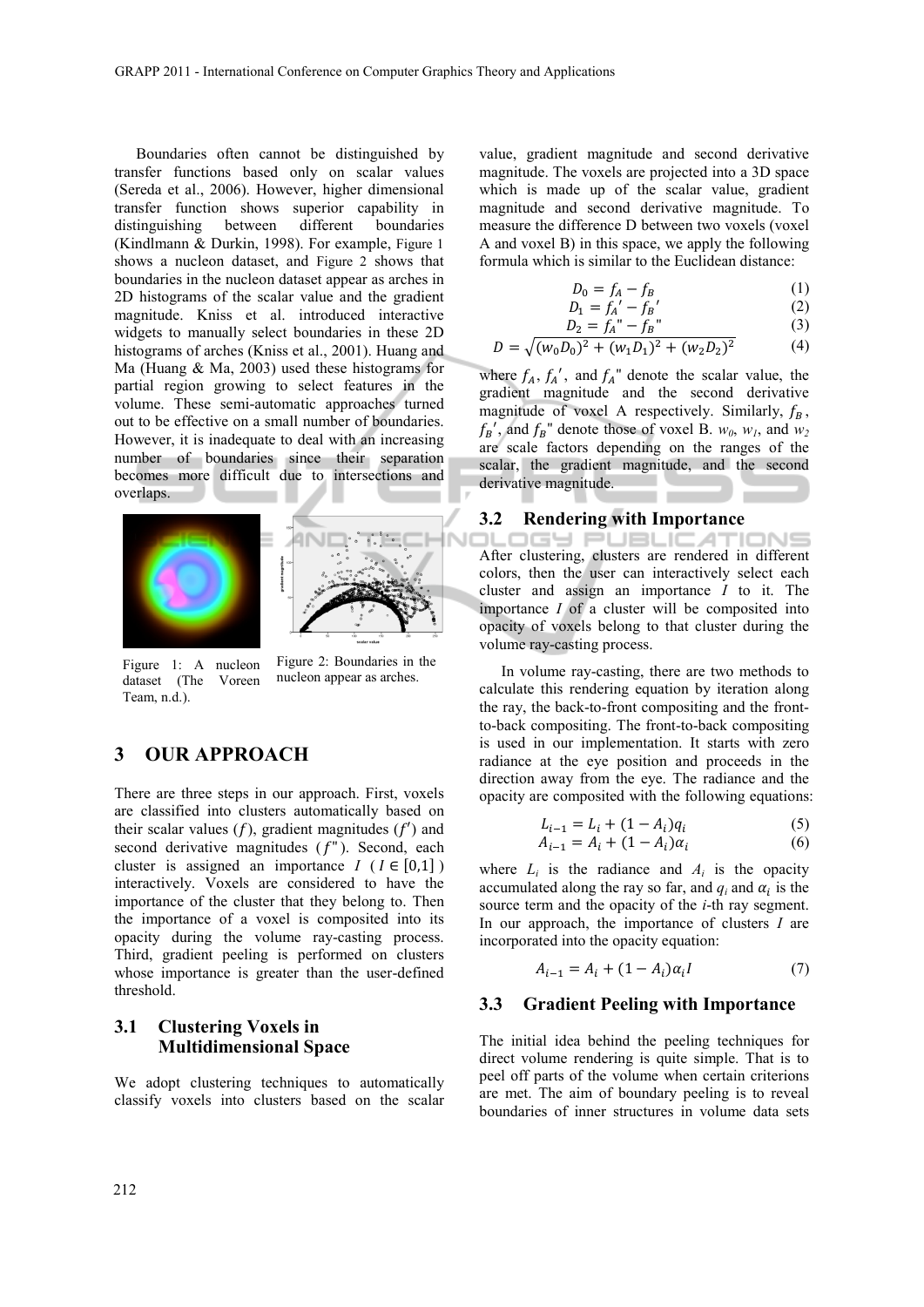Boundaries often cannot be distinguished by transfer functions based only on scalar values (Sereda et al., 2006). However, higher dimensional transfer function shows superior capability in distinguishing between different boundaries (Kindlmann & Durkin, 1998). For example, Figure 1 shows a nucleon dataset, and Figure 2 shows that boundaries in the nucleon dataset appear as arches in 2D histograms of the scalar value and the gradient magnitude. Kniss et al. introduced interactive widgets to manually select boundaries in these 2D histograms of arches (Kniss et al., 2001). Huang and Ma (Huang & Ma, 2003) used these histograms for partial region growing to select features in the volume. These semi-automatic approaches turned out to be effective on a small number of boundaries. However, it is inadequate to deal with an increasing number of boundaries since their separation becomes more difficult due to intersections and overlaps.

Figure 1: A nucleon dataset (The Voreen Team, n.d.).

Figure 2: Boundaries in the nucleon appear as arches.

## 3 OUR APPROACH

There are three steps in our approach. First, voxels are classified into clusters automatically based on their scalar values ($f$), gradient magnitudes ($f'$) and second derivative magnitudes ($f''$). Second, each cluster is assigned an importance $I$ ($I \in [0,1]$) interactively. Voxels are considered to have the importance of the cluster that they belong to. Then the importance of a voxel is composited into its opacity during the volume ray-casting process. Third, gradient peeling is performed on clusters whose importance is greater than the user-defined threshold.

### 3.1 Clustering Voxels in Multidimensional Space

We adopt clustering techniques to automatically classify voxels into clusters based on the scalar value, gradient magnitude and second derivative magnitude. The voxels are projected into a 3D space which is made up of the scalar value, gradient magnitude and second derivative magnitude. To measure the difference D between two voxels (voxel A and voxel B) in this space, we apply the following formula which is similar to the Euclidean distance:

$$D_0 = f_A - f_B \tag{1}$$

$$D_1 = f_A' - f_B' \tag{2}$$

$$D_2 = f_A'' - f_B'' \tag{3}$$

$$D = \sqrt{(w_0 D_0)^2 + (w_1 D_1)^2 + (w_2 D_2)^2} \tag{4}$$

where $f_A$, $f_A'$, and $f_A''$ denote the scalar value, the gradient magnitude and the second derivative magnitude of voxel A respectively. Similarly, $f_B$, $f_B'$, and $f_B''$ denote those of voxel B. $w_0$, $w_1$, and $w_2$ are scale factors depending on the ranges of the scalar, the gradient magnitude, and the second derivative magnitude.

### 3.2 Rendering with Importance

After clustering, clusters are rendered in different colors, then the user can interactively select each cluster and assign an importance $I$ to it. The importance $I$ of a cluster will be composited into opacity of voxels belong to that cluster during the volume ray-casting process.

In volume ray-casting, there are two methods to calculate this rendering equation by iteration along the ray, the back-to-front compositing and the front-to-back compositing. The front-to-back compositing is used in our implementation. It starts with zero radiance at the eye position and proceeds in the direction away from the eye. The radiance and the opacity are composited with the following equations:

$$L_{i-1} = L_i + (1 - A_i) q_i \tag{5}$$

$$A_{i-1} = A_i + (1 - A_i) \alpha_i \tag{6}$$

where $L_i$ is the radiance and $A_i$ is the opacity accumulated along the ray so far, and $q_i$ and $\alpha_i$ is the source term and the opacity of the $i$-th ray segment. In our approach, the importance of clusters $I$ are incorporated into the opacity equation:

$$A_{i-1} = A_i + (1 - A_i) \alpha_i I \tag{7}$$

### 3.3 Gradient Peeling with Importance

The initial idea behind the peeling techniques for direct volume rendering is quite simple. That is to peel off parts of the volume when certain criterions are met. The aim of boundary peeling is to reveal boundaries of inner structures in volume data sets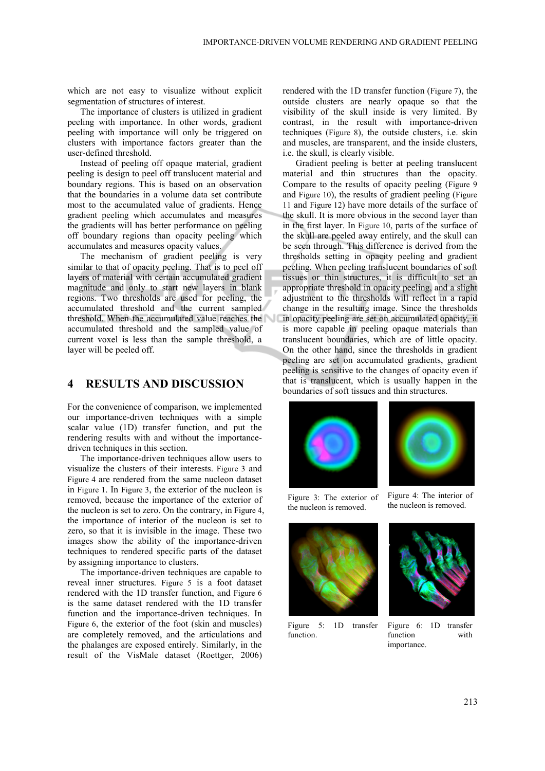which are not easy to visualize without explicit segmentation of structures of interest.

The importance of clusters is utilized in gradient peeling with importance. In other words, gradient peeling with importance will only be triggered on clusters with importance factors greater than the user-defined threshold.

Instead of peeling off opaque material, gradient peeling is design to peel off translucent material and boundary regions. This is based on an observation that the boundaries in a volume data set contribute most to the accumulated value of gradients. Hence gradient peeling which accumulates and measures the gradients will has better performance on peeling off boundary regions than opacity peeling which accumulates and measures opacity values.

The mechanism of gradient peeling is very similar to that of opacity peeling. That is to peel off layers of material with certain accumulated gradient magnitude and only to start new layers in blank regions. Two thresholds are used for peeling, the accumulated threshold and the current sampled threshold. When the accumulated value reaches the accumulated threshold and the sampled value of current voxel is less than the sample threshold, a layer will be peeled off.

## 4 RESULTS AND DISCUSSION

For the convenience of comparison, we implemented our importance-driven techniques with a simple scalar value (1D) transfer function, and put the rendering results with and without the importance-driven techniques in this section.

The importance-driven techniques allow users to visualize the clusters of their interests. Figure 3 and Figure 4 are rendered from the same nucleon dataset in Figure 1. In Figure 3, the exterior of the nucleon is removed, because the importance of the exterior of the nucleon is set to zero. On the contrary, in Figure 4, the importance of interior of the nucleon is set to zero, so that it is invisible in the image. These two images show the ability of the importance-driven techniques to rendered specific parts of the dataset by assigning importance to clusters.

The importance-driven techniques are capable to reveal inner structures. Figure 5 is a foot dataset rendered with the 1D transfer function, and Figure 6 is the same dataset rendered with the 1D transfer function and the importance-driven techniques. In Figure 6, the exterior of the foot (skin and muscles) are completely removed, and the articulations and the phalanges are exposed entirely. Similarly, in the result of the VisMale dataset (Roettger, 2006) rendered with the 1D transfer function (Figure 7), the outside clusters are nearly opaque so that the visibility of the skull inside is very limited. By contrast, in the result with importance-driven techniques (Figure 8), the outside clusters, i.e. skin and muscles, are transparent, and the inside clusters, i.e. the skull, is clearly visible.

Gradient peeling is better at peeling translucent material and thin structures than the opacity. Compare to the results of opacity peeling (Figure 9 and Figure 10), the results of gradient peeling (Figure 11 and Figure 12) have more details of the surface of the skull. It is more obvious in the second layer than in the first layer. In Figure 10, parts of the surface of the skull are peeled away entirely, and the skull can be seen through. This difference is derived from the thresholds setting in opacity peeling and gradient peeling. When peeling translucent boundaries of soft tissues or thin structures, it is difficult to set an appropriate threshold in opacity peeling, and a slight adjustment to the thresholds will reflect in a rapid change in the resulting image. Since the thresholds in opacity peeling are set on accumulated opacity, it is more capable in peeling opaque materials than translucent boundaries, which are of little opacity. On the other hand, since the thresholds in gradient peeling are set on accumulated gradients, gradient peeling is sensitive to the changes of opacity even if that is translucent, which is usually happen in the boundaries of soft tissues and thin structures.

Figure 3: The exterior of the nucleon is removed.

Figure 4: The interior of the nucleon is removed.

Figure 5: 1D transfer function.

Figure 6: 1D transfer function with importance.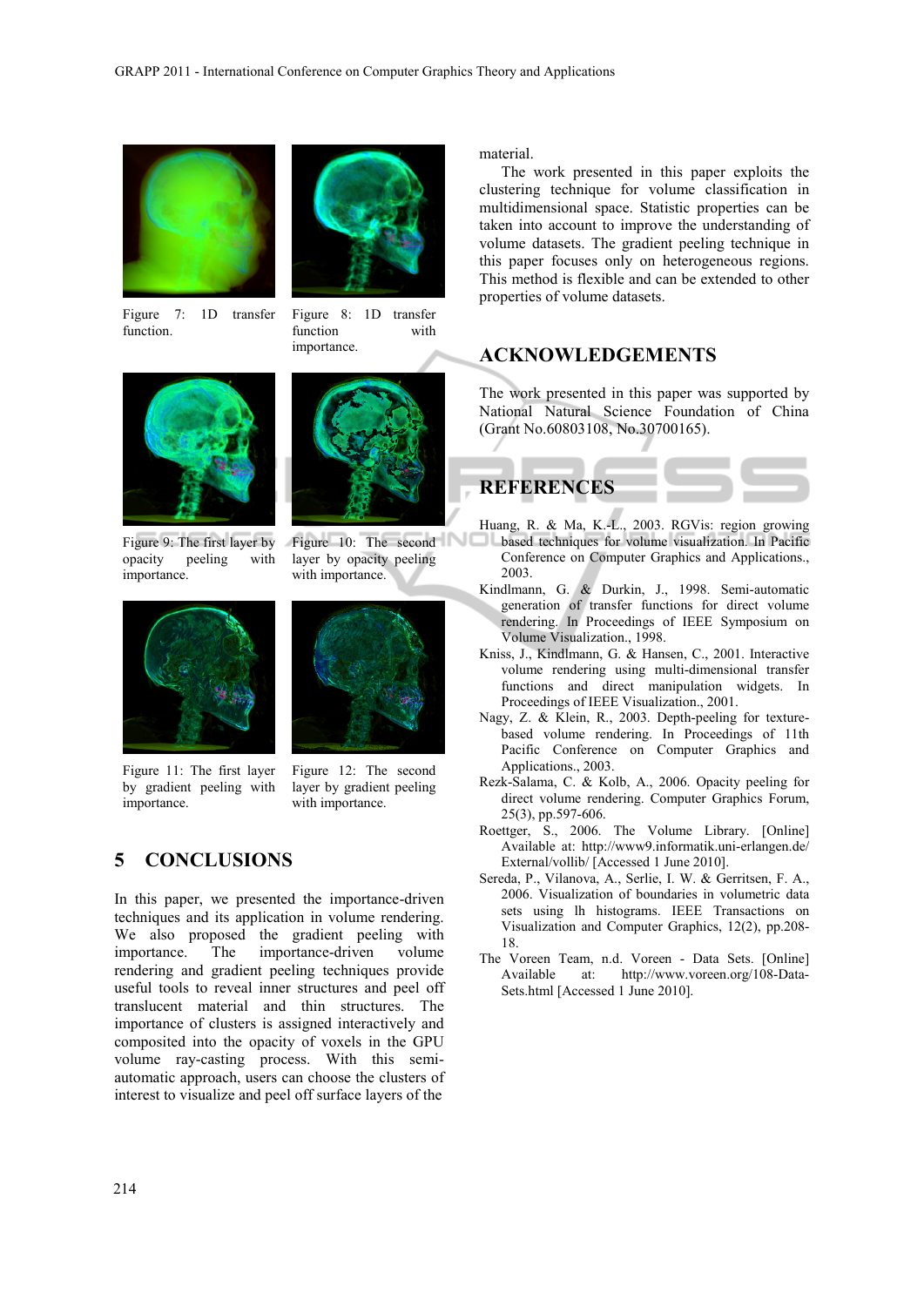Figure 7: 1D transfer function.

Figure 8: 1D transfer function with importance.

Figure 9: The first layer by opacity peeling with importance.

Figure 10: The second layer by opacity peeling with importance.

Figure 11: The first layer by gradient peeling with importance.

Figure 12: The second layer by gradient peeling with importance.

## 5 CONCLUSIONS

In this paper, we presented the importance-driven techniques and its application in volume rendering. We also proposed the gradient peeling with importance. The importance-driven volume rendering and gradient peeling techniques provide useful tools to reveal inner structures and peel off translucent material and thin structures. The importance of clusters is assigned interactively and composited into the opacity of voxels in the GPU volume ray-casting process. With this semi-automatic approach, users can choose the clusters of interest to visualize and peel off surface layers of the material.

The work presented in this paper exploits the clustering technique for volume classification in multidimensional space. Statistic properties can be taken into account to improve the understanding of volume datasets. The gradient peeling technique in this paper focuses only on heterogeneous regions. This method is flexible and can be extended to other properties of volume datasets.

## ACKNOWLEDGEMENTS

The work presented in this paper was supported by National Natural Science Foundation of China (Grant No.60803108, No.30700165).

## REFERENCES

Huang, R. & Ma, K.-L., 2003. RGVis: region growing based techniques for volume visualization. In Pacific Conference on Computer Graphics and Applications., 2003.

Kindlmann, G. & Durkin, J., 1998. Semi-automatic generation of transfer functions for direct volume rendering. In Proceedings of IEEE Symposium on Volume Visualization., 1998.

Kniss, J., Kindlmann, G. & Hansen, C., 2001. Interactive volume rendering using multi-dimensional transfer functions and direct manipulation widgets. In Proceedings of IEEE Visualization., 2001.

Nagy, Z. & Klein, R., 2003. Depth-peeling for texture-based volume rendering. In Proceedings of 11th Pacific Conference on Computer Graphics and Applications., 2003.

Rezk-Salama, C. & Kolb, A., 2006. Opacity peeling for direct volume rendering. Computer Graphics Forum, 25(3), pp.597-606.

Roettger, S., 2006. The Volume Library. [Online] Available at: http://www9.informatik.uni-erlangen.de/External/vollib/ [Accessed 1 June 2010].

Sereda, P., Vilanova, A., Serlie, I. W. & Gerritsen, F. A., 2006. Visualization of boundaries in volumetric data sets using lh histograms. IEEE Transactions on Visualization and Computer Graphics, 12(2), pp.208-18.

The Voreen Team, n.d. Voreen - Data Sets. [Online] Available at: http://www.voreen.org/108-Data-Sets.html [Accessed 1 June 2010].